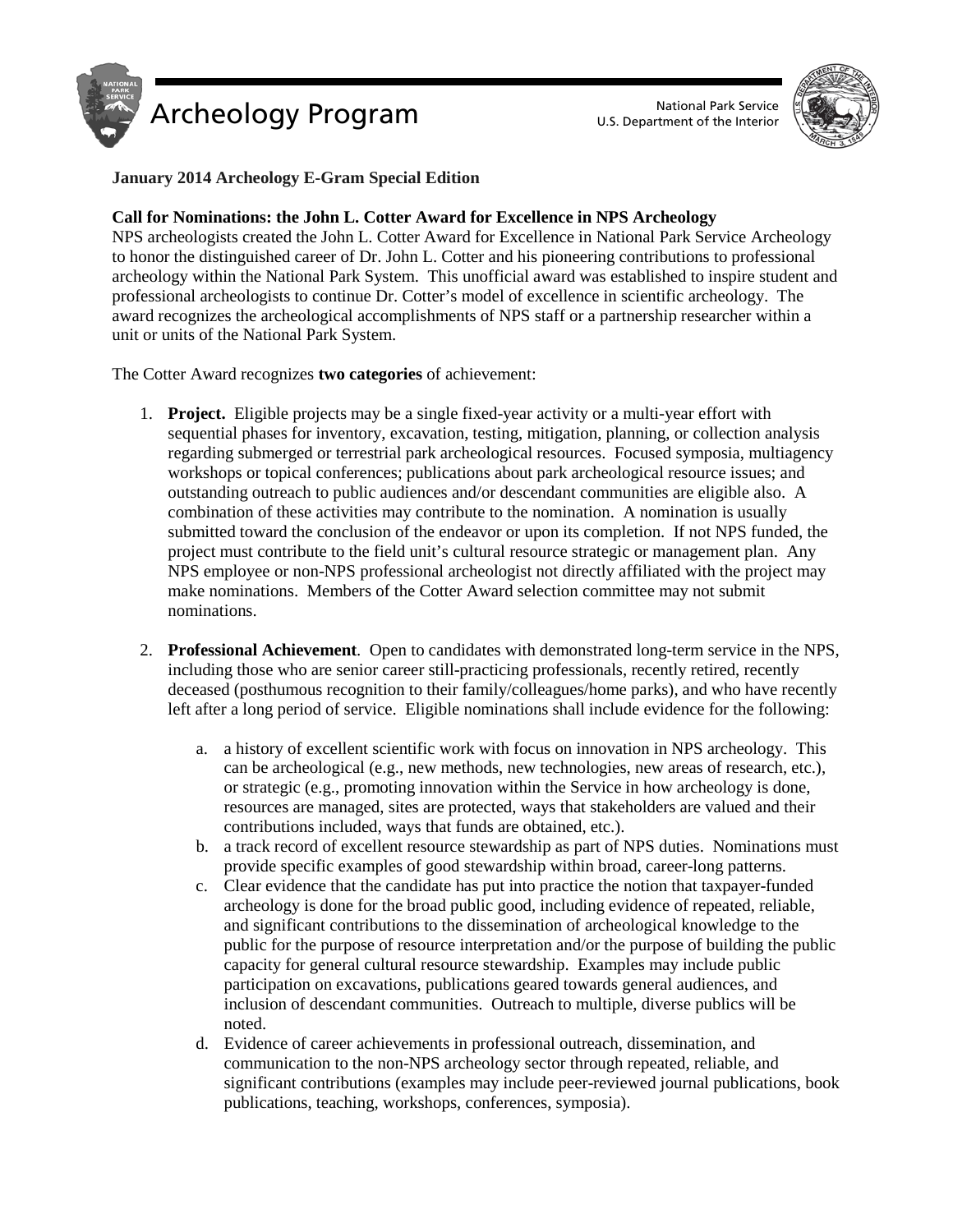# Archeology Program

National Park Service
U.S. Department of the Interior

**January 2014 Archeology E-Gram Special Edition**

**Call for Nominations: the John L. Cotter Award for Excellence in NPS Archeology**
NPS archeologists created the John L. Cotter Award for Excellence in National Park Service Archeology to honor the distinguished career of Dr. John L. Cotter and his pioneering contributions to professional archeology within the National Park System. This unofficial award was established to inspire student and professional archeologists to continue Dr. Cotter's model of excellence in scientific archeology. The award recognizes the archeological accomplishments of NPS staff or a partnership researcher within a unit or units of the National Park System.

The Cotter Award recognizes **two categories** of achievement:

1. **Project.** Eligible projects may be a single fixed-year activity or a multi-year effort with sequential phases for inventory, excavation, testing, mitigation, planning, or collection analysis regarding submerged or terrestrial park archeological resources. Focused symposia, multiagency workshops or topical conferences; publications about park archeological resource issues; and outstanding outreach to public audiences and/or descendant communities are eligible also. A combination of these activities may contribute to the nomination. A nomination is usually submitted toward the conclusion of the endeavor or upon its completion. If not NPS funded, the project must contribute to the field unit's cultural resource strategic or management plan. Any NPS employee or non-NPS professional archeologist not directly affiliated with the project may make nominations. Members of the Cotter Award selection committee may not submit nominations.

2. **Professional Achievement**. Open to candidates with demonstrated long-term service in the NPS, including those who are senior career still-practicing professionals, recently retired, recently deceased (posthumous recognition to their family/colleagues/home parks), and who have recently left after a long period of service. Eligible nominations shall include evidence for the following:

   a. a history of excellent scientific work with focus on innovation in NPS archeology. This can be archeological (e.g., new methods, new technologies, new areas of research, etc.), or strategic (e.g., promoting innovation within the Service in how archeology is done, resources are managed, sites are protected, ways that stakeholders are valued and their contributions included, ways that funds are obtained, etc.).
   b. a track record of excellent resource stewardship as part of NPS duties. Nominations must provide specific examples of good stewardship within broad, career-long patterns.
   c. Clear evidence that the candidate has put into practice the notion that taxpayer-funded archeology is done for the broad public good, including evidence of repeated, reliable, and significant contributions to the dissemination of archeological knowledge to the public for the purpose of resource interpretation and/or the purpose of building the public capacity for general cultural resource stewardship. Examples may include public participation on excavations, publications geared towards general audiences, and inclusion of descendant communities. Outreach to multiple, diverse publics will be noted.
   d. Evidence of career achievements in professional outreach, dissemination, and communication to the non-NPS archeology sector through repeated, reliable, and significant contributions (examples may include peer-reviewed journal publications, book publications, teaching, workshops, conferences, symposia).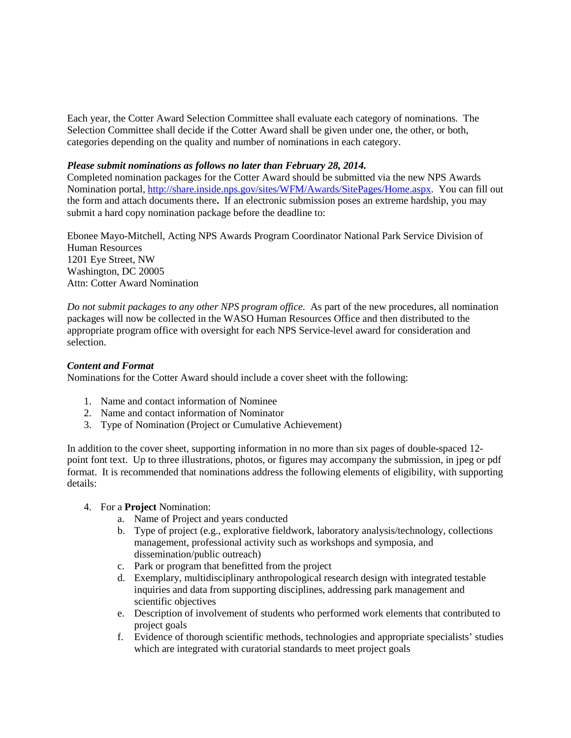Each year, the Cotter Award Selection Committee shall evaluate each category of nominations. The Selection Committee shall decide if the Cotter Award shall be given under one, the other, or both, categories depending on the quality and number of nominations in each category.

***Please submit nominations as follows no later than February 28, 2014.***

Completed nomination packages for the Cotter Award should be submitted via the new NPS Awards Nomination portal, http://share.inside.nps.gov/sites/WFM/Awards/SitePages/Home.aspx. You can fill out the form and attach documents there**.** If an electronic submission poses an extreme hardship, you may submit a hard copy nomination package before the deadline to:

Ebonee Mayo-Mitchell, Acting NPS Awards Program Coordinator National Park Service Division of Human Resources
1201 Eye Street, NW
Washington, DC 20005
Attn: Cotter Award Nomination

*Do not submit packages to any other NPS program office*. As part of the new procedures, all nomination packages will now be collected in the WASO Human Resources Office and then distributed to the appropriate program office with oversight for each NPS Service-level award for consideration and selection.

***Content and Format***

Nominations for the Cotter Award should include a cover sheet with the following:

1. Name and contact information of Nominee
2. Name and contact information of Nominator
3. Type of Nomination (Project or Cumulative Achievement)

In addition to the cover sheet, supporting information in no more than six pages of double-spaced 12-point font text. Up to three illustrations, photos, or figures may accompany the submission, in jpeg or pdf format. It is recommended that nominations address the following elements of eligibility, with supporting details:

4. For a **Project** Nomination:
    a. Name of Project and years conducted
    b. Type of project (e.g., explorative fieldwork, laboratory analysis/technology, collections management, professional activity such as workshops and symposia, and dissemination/public outreach)
    c. Park or program that benefitted from the project
    d. Exemplary, multidisciplinary anthropological research design with integrated testable inquiries and data from supporting disciplines, addressing park management and scientific objectives
    e. Description of involvement of students who performed work elements that contributed to project goals
    f. Evidence of thorough scientific methods, technologies and appropriate specialists' studies which are integrated with curatorial standards to meet project goals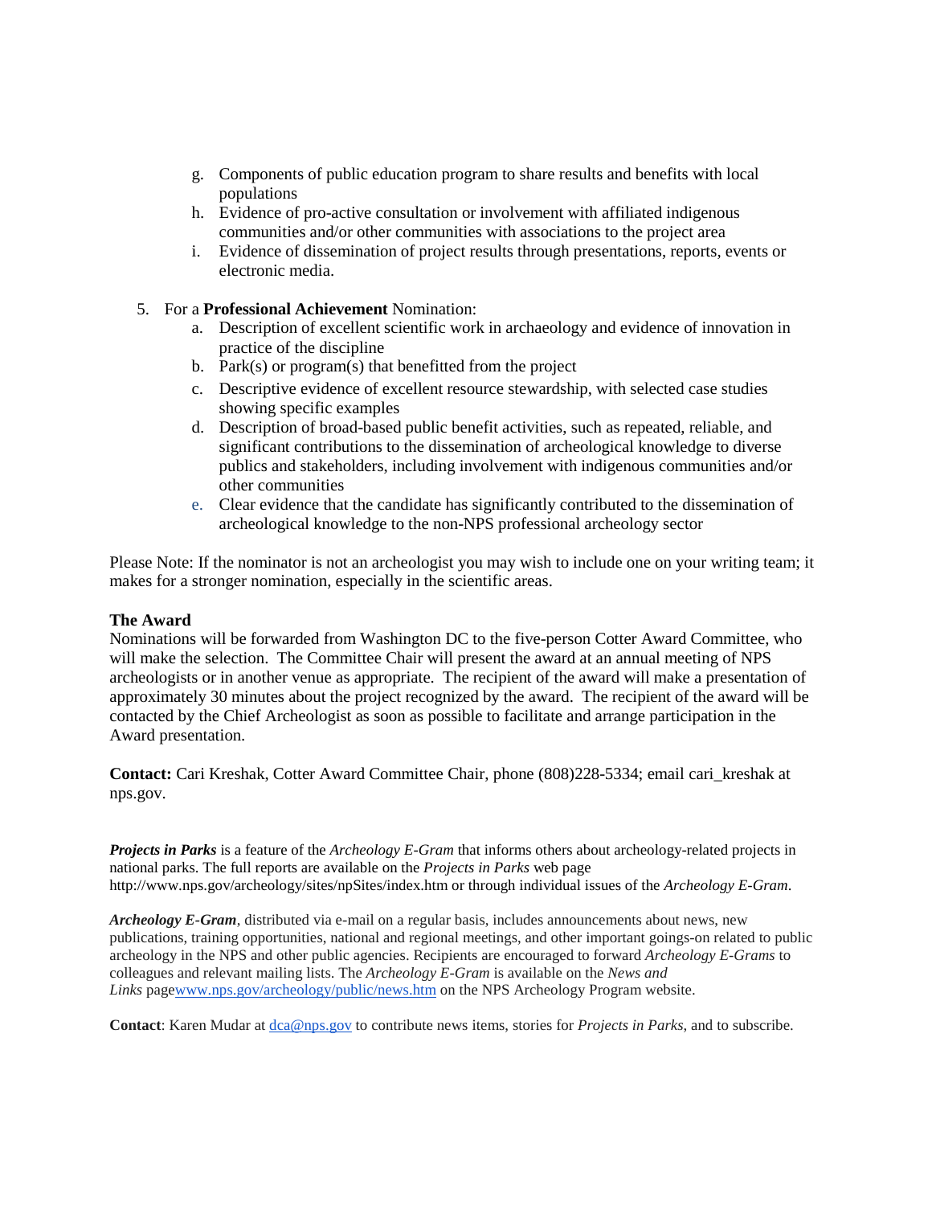g. Components of public education program to share results and benefits with local populations
h. Evidence of pro-active consultation or involvement with affiliated indigenous communities and/or other communities with associations to the project area
i. Evidence of dissemination of project results through presentations, reports, events or electronic media.

5. For a **Professional Achievement** Nomination:
   a. Description of excellent scientific work in archaeology and evidence of innovation in practice of the discipline
   b. Park(s) or program(s) that benefitted from the project
   c. Descriptive evidence of excellent resource stewardship, with selected case studies showing specific examples
   d. Description of broad-based public benefit activities, such as repeated, reliable, and significant contributions to the dissemination of archeological knowledge to diverse publics and stakeholders, including involvement with indigenous communities and/or other communities
   e. Clear evidence that the candidate has significantly contributed to the dissemination of archeological knowledge to the non-NPS professional archeology sector

Please Note: If the nominator is not an archeologist you may wish to include one on your writing team; it makes for a stronger nomination, especially in the scientific areas.

**The Award**

Nominations will be forwarded from Washington DC to the five-person Cotter Award Committee, who will make the selection. The Committee Chair will present the award at an annual meeting of NPS archeologists or in another venue as appropriate. The recipient of the award will make a presentation of approximately 30 minutes about the project recognized by the award. The recipient of the award will be contacted by the Chief Archeologist as soon as possible to facilitate and arrange participation in the Award presentation.

**Contact:** Cari Kreshak, Cotter Award Committee Chair, phone (808)228-5334; email cari_kreshak at nps.gov.

***Projects in Parks*** is a feature of the *Archeology E-Gram* that informs others about archeology-related projects in national parks. The full reports are available on the *Projects in Parks* web page http://www.nps.gov/archeology/sites/npSites/index.htm or through individual issues of the *Archeology E-Gram*.

***Archeology E-Gram***, distributed via e-mail on a regular basis, includes announcements about news, new publications, training opportunities, national and regional meetings, and other important goings-on related to public archeology in the NPS and other public agencies. Recipients are encouraged to forward *Archeology E-Grams* to colleagues and relevant mailing lists. The *Archeology E-Gram* is available on the *News and Links* page[www.nps.gov/archeology/public/news.htm](http://www.nps.gov/archeology/public/news.htm) on the NPS Archeology Program website.

**Contact**: Karen Mudar at [dca@nps.gov](mailto:dca@nps.gov) to contribute news items, stories for *Projects in Parks*, and to subscribe.